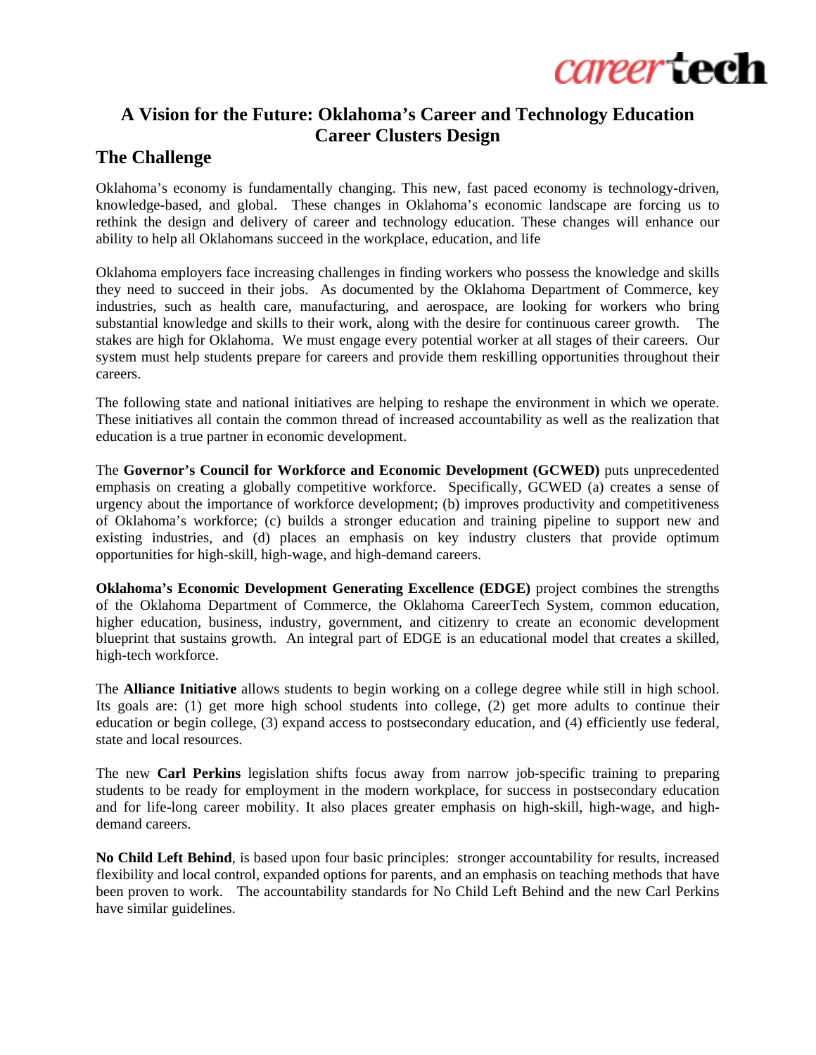# A Vision for the Future: Oklahoma's Career and Technology Education Career Clusters Design

## The Challenge

Oklahoma's economy is fundamentally changing. This new, fast paced economy is technology-driven, knowledge-based, and global. These changes in Oklahoma's economic landscape are forcing us to rethink the design and delivery of career and technology education. These changes will enhance our ability to help all Oklahomans succeed in the workplace, education, and life

Oklahoma employers face increasing challenges in finding workers who possess the knowledge and skills they need to succeed in their jobs. As documented by the Oklahoma Department of Commerce, key industries, such as health care, manufacturing, and aerospace, are looking for workers who bring substantial knowledge and skills to their work, along with the desire for continuous career growth. The stakes are high for Oklahoma. We must engage every potential worker at all stages of their careers. Our system must help students prepare for careers and provide them reskilling opportunities throughout their careers.

The following state and national initiatives are helping to reshape the environment in which we operate. These initiatives all contain the common thread of increased accountability as well as the realization that education is a true partner in economic development.

The **Governor's Council for Workforce and Economic Development (GCWED)** puts unprecedented emphasis on creating a globally competitive workforce. Specifically, GCWED (a) creates a sense of urgency about the importance of workforce development; (b) improves productivity and competitiveness of Oklahoma's workforce; (c) builds a stronger education and training pipeline to support new and existing industries, and (d) places an emphasis on key industry clusters that provide optimum opportunities for high-skill, high-wage, and high-demand careers.

**Oklahoma's Economic Development Generating Excellence (EDGE)** project combines the strengths of the Oklahoma Department of Commerce, the Oklahoma CareerTech System, common education, higher education, business, industry, government, and citizenry to create an economic development blueprint that sustains growth. An integral part of EDGE is an educational model that creates a skilled, high-tech workforce.

The **Alliance Initiative** allows students to begin working on a college degree while still in high school. Its goals are: (1) get more high school students into college, (2) get more adults to continue their education or begin college, (3) expand access to postsecondary education, and (4) efficiently use federal, state and local resources.

The new **Carl Perkins** legislation shifts focus away from narrow job-specific training to preparing students to be ready for employment in the modern workplace, for success in postsecondary education and for life-long career mobility. It also places greater emphasis on high-skill, high-wage, and high-demand careers.

**No Child Left Behind**, is based upon four basic principles: stronger accountability for results, increased flexibility and local control, expanded options for parents, and an emphasis on teaching methods that have been proven to work. The accountability standards for No Child Left Behind and the new Carl Perkins have similar guidelines.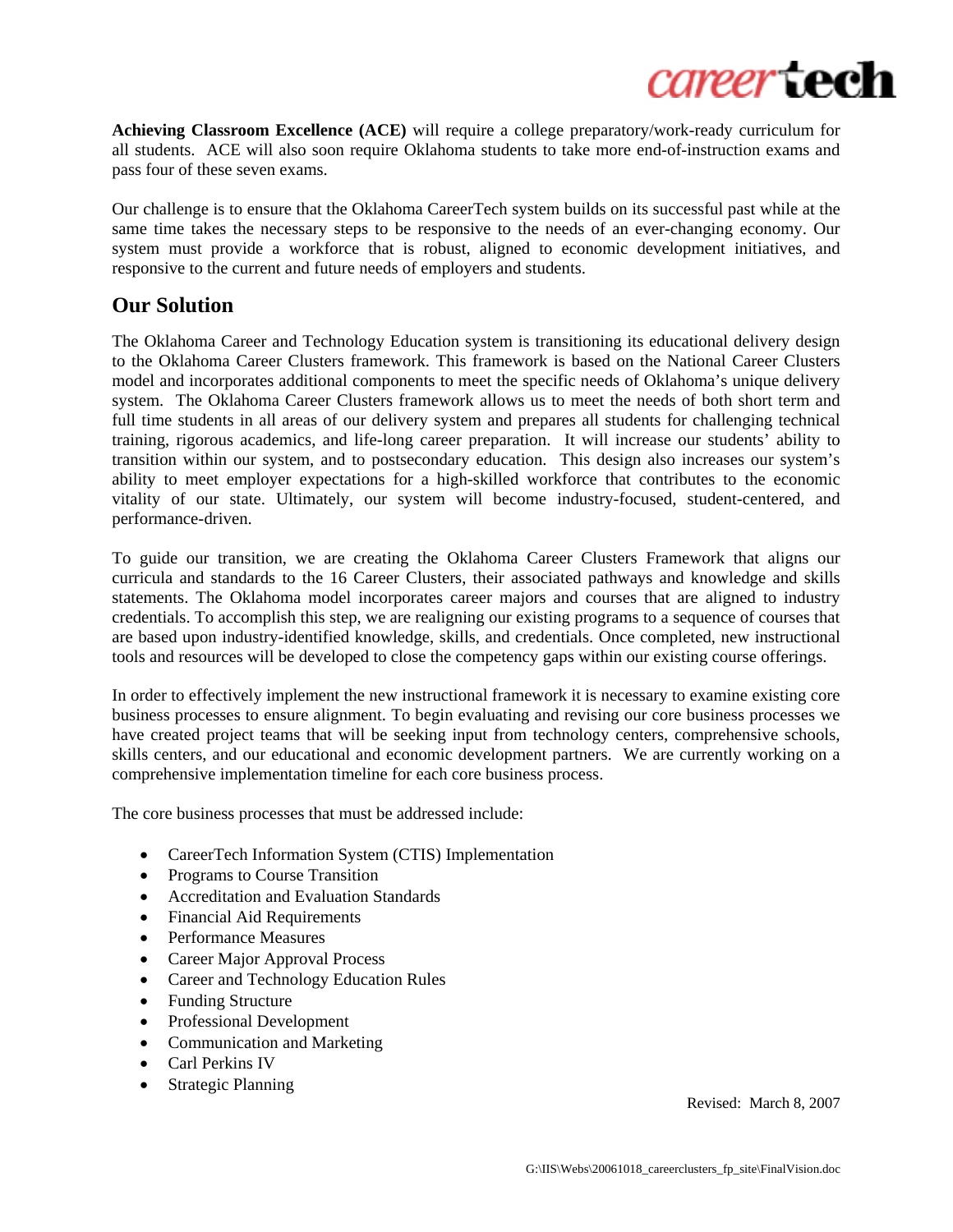**Achieving Classroom Excellence (ACE)** will require a college preparatory/work-ready curriculum for all students. ACE will also soon require Oklahoma students to take more end-of-instruction exams and pass four of these seven exams.

Our challenge is to ensure that the Oklahoma CareerTech system builds on its successful past while at the same time takes the necessary steps to be responsive to the needs of an ever-changing economy. Our system must provide a workforce that is robust, aligned to economic development initiatives, and responsive to the current and future needs of employers and students.

## Our Solution

The Oklahoma Career and Technology Education system is transitioning its educational delivery design to the Oklahoma Career Clusters framework. This framework is based on the National Career Clusters model and incorporates additional components to meet the specific needs of Oklahoma's unique delivery system. The Oklahoma Career Clusters framework allows us to meet the needs of both short term and full time students in all areas of our delivery system and prepares all students for challenging technical training, rigorous academics, and life-long career preparation. It will increase our students' ability to transition within our system, and to postsecondary education. This design also increases our system's ability to meet employer expectations for a high-skilled workforce that contributes to the economic vitality of our state. Ultimately, our system will become industry-focused, student-centered, and performance-driven.

To guide our transition, we are creating the Oklahoma Career Clusters Framework that aligns our curricula and standards to the 16 Career Clusters, their associated pathways and knowledge and skills statements. The Oklahoma model incorporates career majors and courses that are aligned to industry credentials. To accomplish this step, we are realigning our existing programs to a sequence of courses that are based upon industry-identified knowledge, skills, and credentials. Once completed, new instructional tools and resources will be developed to close the competency gaps within our existing course offerings.

In order to effectively implement the new instructional framework it is necessary to examine existing core business processes to ensure alignment. To begin evaluating and revising our core business processes we have created project teams that will be seeking input from technology centers, comprehensive schools, skills centers, and our educational and economic development partners. We are currently working on a comprehensive implementation timeline for each core business process.

The core business processes that must be addressed include:

- CareerTech Information System (CTIS) Implementation
- Programs to Course Transition
- Accreditation and Evaluation Standards
- Financial Aid Requirements
- Performance Measures
- Career Major Approval Process
- Career and Technology Education Rules
- Funding Structure
- Professional Development
- Communication and Marketing
- Carl Perkins IV
- Strategic Planning

Revised: March 8, 2007